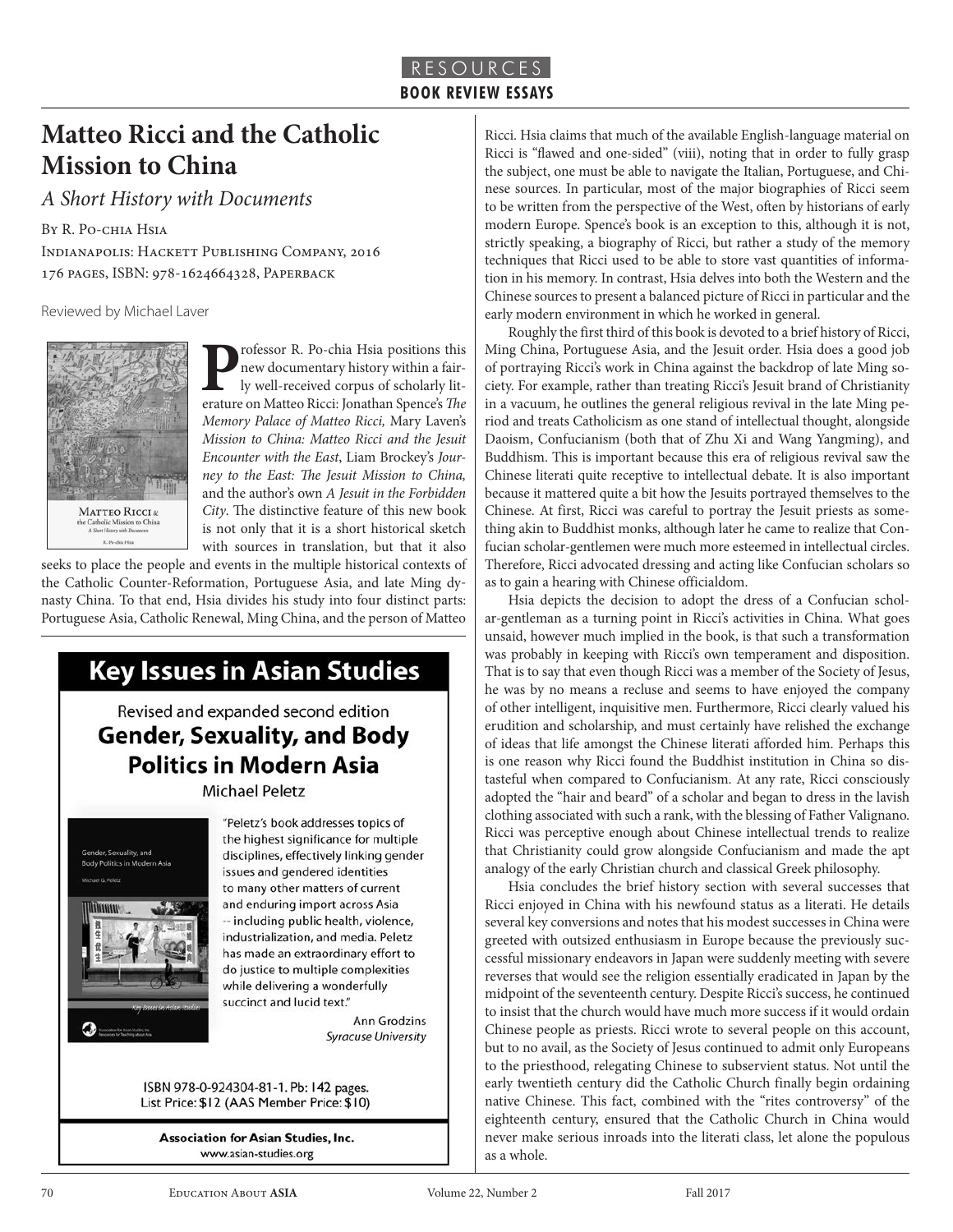RESOURCES

BOOK REVIEW ESSAYS

# Matteo Ricci and the Catholic Mission to China

*A Short History with Documents*

By R. Po-chia Hsia

Indianapolis: Hackett Publishing Company, 2016

176 pages, ISBN: 978-1624664328, Paperback

Reviewed by Michael Laver

Professor R. Po-chia Hsia positions this new documentary history within a fairly well-received corpus of scholarly literature on Matteo Ricci: Jonathan Spence's *The Memory Palace of Matteo Ricci,* Mary Laven's *Mission to China: Matteo Ricci and the Jesuit Encounter with the East*, Liam Brockey's *Journey to the East: The Jesuit Mission to China,* and the author's own *A Jesuit in the Forbidden City*. The distinctive feature of this new book is not only that it is a short historical sketch with sources in translation, but that it also seeks to place the people and events in the multiple historical contexts of the Catholic Counter-Reformation, Portuguese Asia, and late Ming dynasty China. To that end, Hsia divides his study into four distinct parts: Portuguese Asia, Catholic Renewal, Ming China, and the person of Matteo Ricci. Hsia claims that much of the available English-language material on Ricci is "flawed and one-sided" (viii), noting that in order to fully grasp the subject, one must be able to navigate the Italian, Portuguese, and Chinese sources. In particular, most of the major biographies of Ricci seem to be written from the perspective of the West, often by historians of early modern Europe. Spence's book is an exception to this, although it is not, strictly speaking, a biography of Ricci, but rather a study of the memory techniques that Ricci used to be able to store vast quantities of information in his memory. In contrast, Hsia delves into both the Western and the Chinese sources to present a balanced picture of Ricci in particular and the early modern environment in which he worked in general.

Roughly the first third of this book is devoted to a brief history of Ricci, Ming China, Portuguese Asia, and the Jesuit order. Hsia does a good job of portraying Ricci's work in China against the backdrop of late Ming society. For example, rather than treating Ricci's Jesuit brand of Christianity in a vacuum, he outlines the general religious revival in the late Ming period and treats Catholicism as one stand of intellectual thought, alongside Daoism, Confucianism (both that of Zhu Xi and Wang Yangming), and Buddhism. This is important because this era of religious revival saw the Chinese literati quite receptive to intellectual debate. It is also important because it mattered quite a bit how the Jesuits portrayed themselves to the Chinese. At first, Ricci was careful to portray the Jesuit priests as something akin to Buddhist monks, although later he came to realize that Confucian scholar-gentlemen were much more esteemed in intellectual circles. Therefore, Ricci advocated dressing and acting like Confucian scholars so as to gain a hearing with Chinese officialdom.

Hsia depicts the decision to adopt the dress of a Confucian scholar-gentleman as a turning point in Ricci's activities in China. What goes unsaid, however much implied in the book, is that such a transformation was probably in keeping with Ricci's own temperament and disposition. That is to say that even though Ricci was a member of the Society of Jesus, he was by no means a recluse and seems to have enjoyed the company of other intelligent, inquisitive men. Furthermore, Ricci clearly valued his erudition and scholarship, and must certainly have relished the exchange of ideas that life amongst the Chinese literati afforded him. Perhaps this is one reason why Ricci found the Buddhist institution in China so distasteful when compared to Confucianism. At any rate, Ricci consciously adopted the "hair and beard" of a scholar and began to dress in the lavish clothing associated with such a rank, with the blessing of Father Valignano. Ricci was perceptive enough about Chinese intellectual trends to realize that Christianity could grow alongside Confucianism and made the apt analogy of the early Christian church and classical Greek philosophy.

Hsia concludes the brief history section with several successes that Ricci enjoyed in China with his newfound status as a literati. He details several key conversions and notes that his modest successes in China were greeted with outsized enthusiasm in Europe because the previously successful missionary endeavors in Japan were suddenly meeting with severe reverses that would see the religion essentially eradicated in Japan by the midpoint of the seventeenth century. Despite Ricci's success, he continued to insist that the church would have much more success if it would ordain Chinese people as priests. Ricci wrote to several people on this account, but to no avail, as the Society of Jesus continued to admit only Europeans to the priesthood, relegating Chinese to subservient status. Not until the early twentieth century did the Catholic Church finally begin ordaining native Chinese. This fact, combined with the "rites controversy" of the eighteenth century, ensured that the Catholic Church in China would never make serious inroads into the literati class, let alone the populous as a whole.

## Key Issues in Asian Studies

Revised and expanded second edition

**Gender, Sexuality, and Body Politics in Modern Asia**

Michael Peletz

"Peletz's book addresses topics of the highest significance for multiple disciplines, effectively linking gender issues and gendered identities to many other matters of current and enduring import across Asia -- including public health, violence, industrialization, and media. Peletz has made an extraordinary effort to do justice to multiple complexities while delivering a wonderfully succinct and lucid text."

Ann Grodzins
*Syracuse University*

ISBN 978-0-924304-81-1. Pb: 142 pages.
List Price: $12 (AAS Member Price: $10)

**Association for Asian Studies, Inc.**
www.asian-studies.org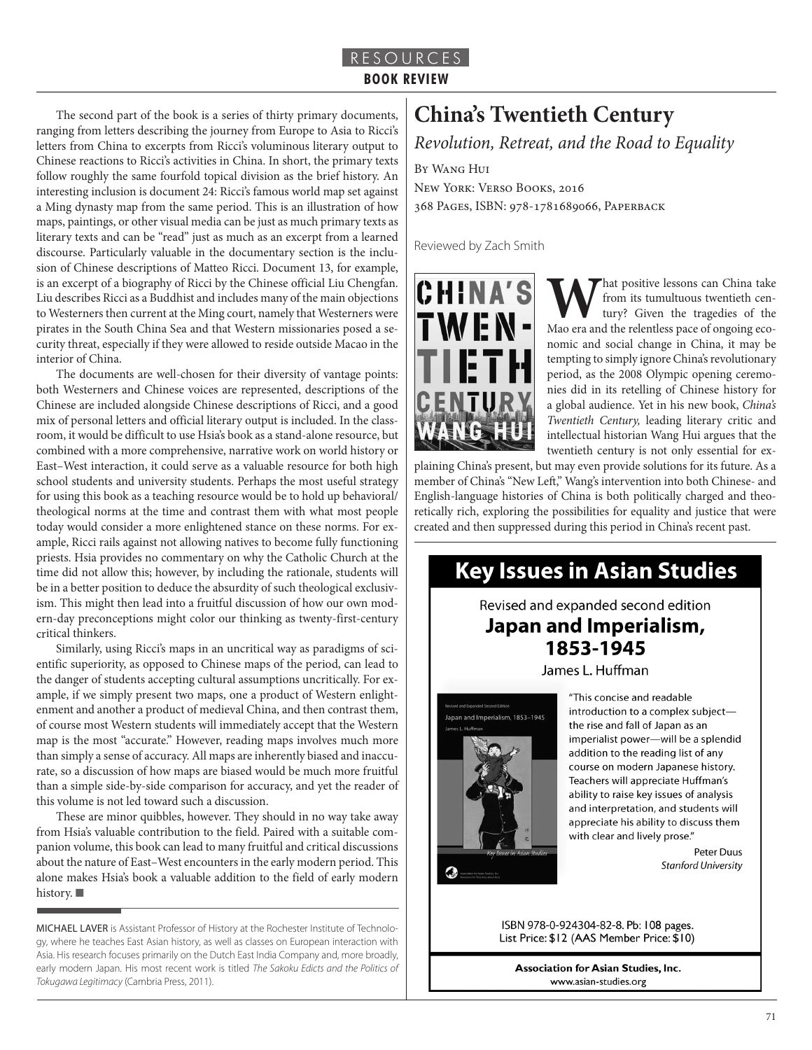The second part of the book is a series of thirty primary documents, ranging from letters describing the journey from Europe to Asia to Ricci's letters from China to excerpts from Ricci's voluminous literary output to Chinese reactions to Ricci's activities in China. In short, the primary texts follow roughly the same fourfold topical division as the brief history. An interesting inclusion is document 24: Ricci's famous world map set against a Ming dynasty map from the same period. This is an illustration of how maps, paintings, or other visual media can be just as much primary texts as literary texts and can be "read" just as much as an excerpt from a learned discourse. Particularly valuable in the documentary section is the inclusion of Chinese descriptions of Matteo Ricci. Document 13, for example, is an excerpt of a biography of Ricci by the Chinese official Liu Chengfan. Liu describes Ricci as a Buddhist and includes many of the main objections to Westerners then current at the Ming court, namely that Westerners were pirates in the South China Sea and that Western missionaries posed a security threat, especially if they were allowed to reside outside Macao in the interior of China.

The documents are well-chosen for their diversity of vantage points: both Westerners and Chinese voices are represented, descriptions of the Chinese are included alongside Chinese descriptions of Ricci, and a good mix of personal letters and official literary output is included. In the classroom, it would be difficult to use Hsia's book as a stand-alone resource, but combined with a more comprehensive, narrative work on world history or East–West interaction, it could serve as a valuable resource for both high school students and university students. Perhaps the most useful strategy for using this book as a teaching resource would be to hold up behavioral/theological norms at the time and contrast them with what most people today would consider a more enlightened stance on these norms. For example, Ricci rails against not allowing natives to become fully functioning priests. Hsia provides no commentary on why the Catholic Church at the time did not allow this; however, by including the rationale, students will be in a better position to deduce the absurdity of such theological exclusivism. This might then lead into a fruitful discussion of how our own modern-day preconceptions might color our thinking as twenty-first-century critical thinkers.

Similarly, using Ricci's maps in an uncritical way as paradigms of scientific superiority, as opposed to Chinese maps of the period, can lead to the danger of students accepting cultural assumptions uncritically. For example, if we simply present two maps, one a product of Western enlightenment and another a product of medieval China, and then contrast them, of course most Western students will immediately accept that the Western map is the most "accurate." However, reading maps involves much more than simply a sense of accuracy. All maps are inherently biased and inaccurate, so a discussion of how maps are biased would be much more fruitful than a simple side-by-side comparison for accuracy, and yet the reader of this volume is not led toward such a discussion.

These are minor quibbles, however. They should in no way take away from Hsia's valuable contribution to the field. Paired with a suitable companion volume, this book can lead to many fruitful and critical discussions about the nature of East–West encounters in the early modern period. This alone makes Hsia's book a valuable addition to the field of early modern history. ■

MICHAEL LAVER is Assistant Professor of History at the Rochester Institute of Technology, where he teaches East Asian history, as well as classes on European interaction with Asia. His research focuses primarily on the Dutch East India Company and, more broadly, early modern Japan. His most recent work is titled *The Sakoku Edicts and the Politics of Tokugawa Legitimacy* (Cambria Press, 2011).

# China's Twentieth Century

## *Revolution, Retreat, and the Road to Equality*

By Wang Hui

New York: Verso Books, 2016

368 Pages, ISBN: 978-1781689066, Paperback

Reviewed by Zach Smith

What positive lessons can China take from its tumultuous twentieth century? Given the tragedies of the Mao era and the relentless pace of ongoing economic and social change in China, it may be tempting to simply ignore China's revolutionary period, as the 2008 Olympic opening ceremonies did in its retelling of Chinese history for a global audience. Yet in his new book, *China's Twentieth Century,* leading literary critic and intellectual historian Wang Hui argues that the twentieth century is not only essential for explaining China's present, but may even provide solutions for its future. As a member of China's "New Left," Wang's intervention into both Chinese- and English-language histories of China is both politically charged and theoretically rich, exploring the possibilities for equality and justice that were created and then suppressed during this period in China's recent past.

## Key Issues in Asian Studies

Revised and expanded second edition

**Japan and Imperialism, 1853-1945**

James L. Huffman

"This concise and readable introduction to a complex subject—the rise and fall of Japan as an imperialist power—will be a splendid addition to the reading list of any course on modern Japanese history. Teachers will appreciate Huffman's ability to raise key issues of analysis and interpretation, and students will appreciate his ability to discuss them with clear and lively prose."

Peter Duus
*Stanford University*

ISBN 978-0-924304-82-8. Pb: 108 pages.
List Price: $12 (AAS Member Price: $10)

**Association for Asian Studies, Inc.**
www.asian-studies.org